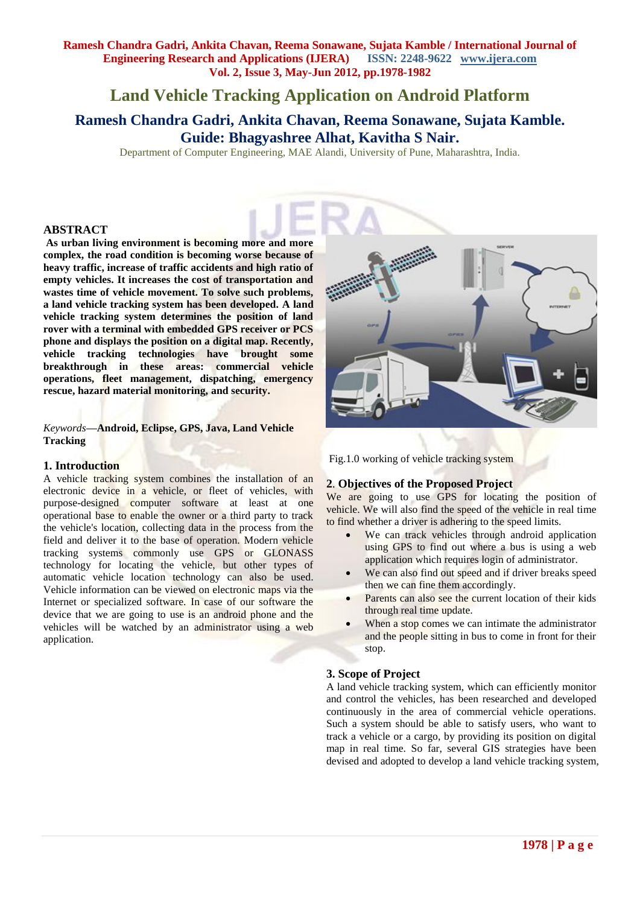# Land Vehicle Tracking Application on Android Platform

## Ramesh Chandra Gadri, Ankita Chavan, Reema Sonawane, Sujata Kamble. Guide: Bhagyashree Alhat, Kavitha S Nair.

Department of Computer Engineering, MAE Alandi, University of Pune, Maharashtra, India.

## ABSTRACT

**As urban living environment is becoming more and more complex, the road condition is becoming worse because of heavy traffic, increase of traffic accidents and high ratio of empty vehicles. It increases the cost of transportation and wastes time of vehicle movement. To solve such problems, a land vehicle tracking system has been developed. A land vehicle tracking system determines the position of land rover with a terminal with embedded GPS receiver or PCS phone and displays the position on a digital map. Recently, vehicle tracking technologies have brought some breakthrough in these areas: commercial vehicle operations, fleet management, dispatching, emergency rescue, hazard material monitoring, and security.**

*Keywords*—**Android, Eclipse, GPS, Java, Land Vehicle Tracking**

## 1. Introduction

A vehicle tracking system combines the installation of an electronic device in a vehicle, or fleet of vehicles, with purpose-designed computer software at least at one operational base to enable the owner or a third party to track the vehicle's location, collecting data in the process from the field and deliver it to the base of operation. Modern vehicle tracking systems commonly use GPS or GLONASS technology for locating the vehicle, but other types of automatic vehicle location technology can also be used. Vehicle information can be viewed on electronic maps via the Internet or specialized software. In case of our software the device that we are going to use is an android phone and the vehicles will be watched by an administrator using a web application.

Fig.1.0 working of vehicle tracking system

## 2. Objectives of the Proposed Project

We are going to use GPS for locating the position of vehicle. We will also find the speed of the vehicle in real time to find whether a driver is adhering to the speed limits.

- We can track vehicles through android application using GPS to find out where a bus is using a web application which requires login of administrator.
- We can also find out speed and if driver breaks speed then we can fine them accordingly.
- Parents can also see the current location of their kids through real time update.
- When a stop comes we can intimate the administrator and the people sitting in bus to come in front for their stop.

## 3. Scope of Project

A land vehicle tracking system, which can efficiently monitor and control the vehicles, has been researched and developed continuously in the area of commercial vehicle operations. Such a system should be able to satisfy users, who want to track a vehicle or a cargo, by providing its position on digital map in real time. So far, several GIS strategies have been devised and adopted to develop a land vehicle tracking system,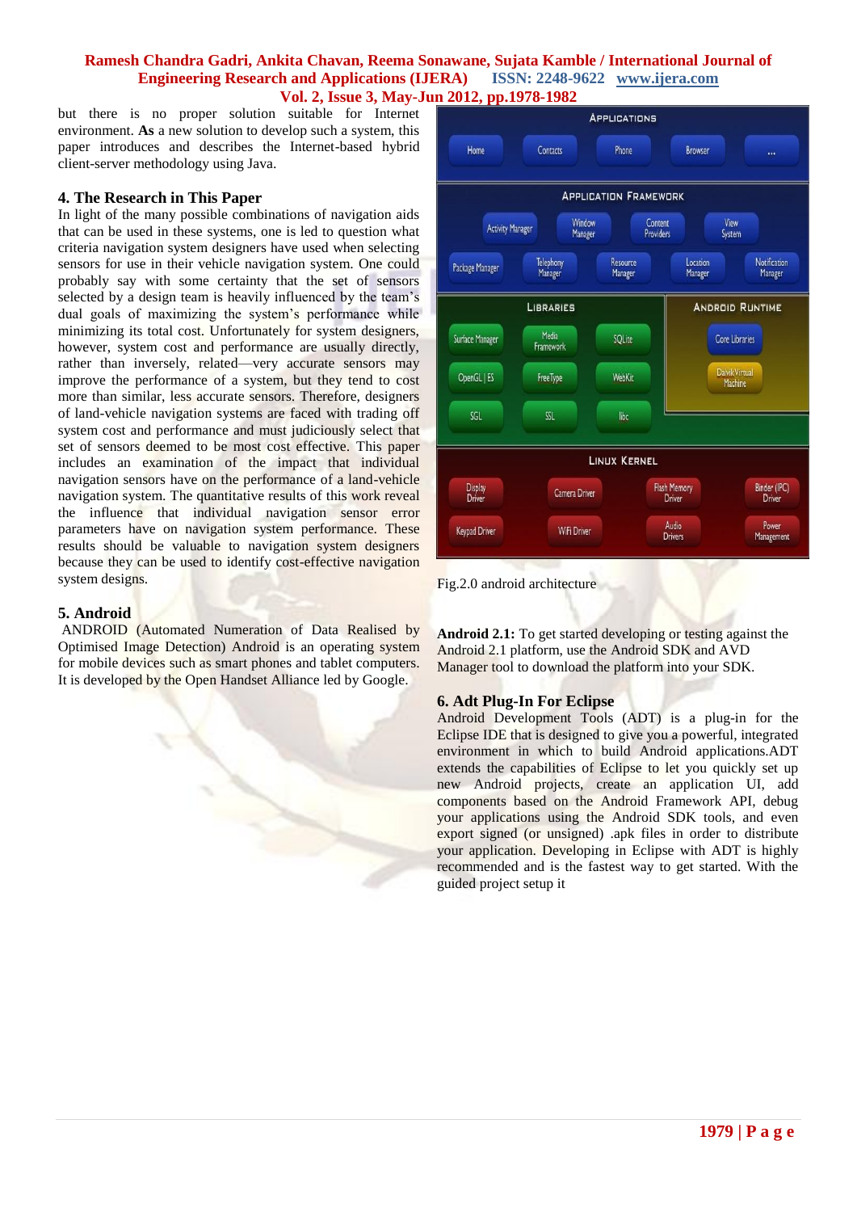but there is no proper solution suitable for Internet environment. **As** a new solution to develop such a system, this paper introduces and describes the Internet-based hybrid client-server methodology using Java.

## 4. The Research in This Paper

In light of the many possible combinations of navigation aids that can be used in these systems, one is led to question what criteria navigation system designers have used when selecting sensors for use in their vehicle navigation system. One could probably say with some certainty that the set of sensors selected by a design team is heavily influenced by the team's dual goals of maximizing the system's performance while minimizing its total cost. Unfortunately for system designers, however, system cost and performance are usually directly, rather than inversely, related—very accurate sensors may improve the performance of a system, but they tend to cost more than similar, less accurate sensors. Therefore, designers of land-vehicle navigation systems are faced with trading off system cost and performance and must judiciously select that set of sensors deemed to be most cost effective. This paper includes an examination of the impact that individual navigation sensors have on the performance of a land-vehicle navigation system. The quantitative results of this work reveal the influence that individual navigation sensor error parameters have on navigation system performance. These results should be valuable to navigation system designers because they can be used to identify cost-effective navigation system designs.

## 5. Android

ANDROID (Automated Numeration of Data Realised by Optimised Image Detection) Android is an operating system for mobile devices such as smart phones and tablet computers. It is developed by the Open Handset Alliance led by Google.

Fig.2.0 android architecture

**Android 2.1:** To get started developing or testing against the Android 2.1 platform, use the Android SDK and AVD Manager tool to download the platform into your SDK.

## 6. Adt Plug-In For Eclipse

Android Development Tools (ADT) is a plug-in for the Eclipse IDE that is designed to give you a powerful, integrated environment in which to build Android applications.ADT extends the capabilities of Eclipse to let you quickly set up new Android projects, create an application UI, add components based on the Android Framework API, debug your applications using the Android SDK tools, and even export signed (or unsigned) .apk files in order to distribute your application. Developing in Eclipse with ADT is highly recommended and is the fastest way to get started. With the guided project setup it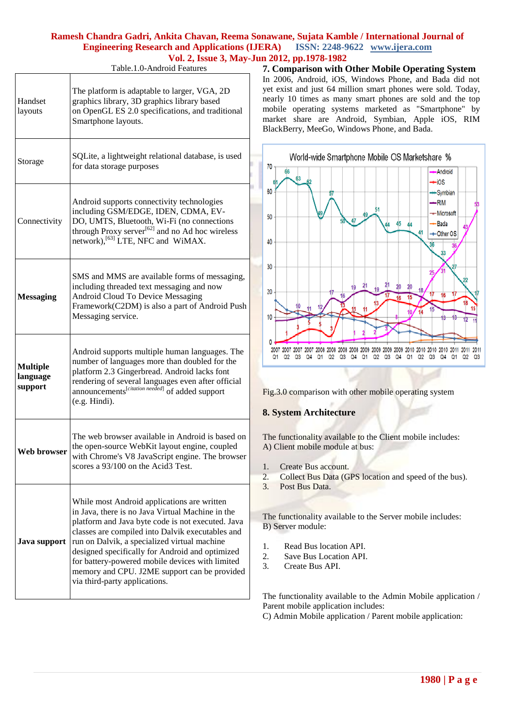Table.1.0-Android Features

| | |
|---|---|
| Handset layouts | The platform is adaptable to larger, VGA, 2D graphics library, 3D graphics library based on OpenGL ES 2.0 specifications, and traditional Smartphone layouts. |
| Storage | SQLite, a lightweight relational database, is used for data storage purposes |
| Connectivity | Android supports connectivity technologies including GSM/EDGE, IDEN, CDMA, EV-DO, UMTS, Bluetooth, Wi-Fi (no connections through Proxy server[62] and no Ad hoc wireless network),[63] LTE, NFC and WiMAX. |
| **Messaging** | SMS and MMS are available forms of messaging, including threaded text messaging and now Android Cloud To Device Messaging Framework(C2DM) is also a part of Android Push Messaging service. |
| **Multiple language support** | Android supports multiple human languages. The number of languages more than doubled for the platform 2.3 Gingerbread. Android lacks font rendering of several languages even after official announcements[citation needed] of added support (e.g. Hindi). |
| **Web browser** | The web browser available in Android is based on the open-source WebKit layout engine, coupled with Chrome's V8 JavaScript engine. The browser scores a 93/100 on the Acid3 Test. |
| **Java support** | While most Android applications are written in Java, there is no Java Virtual Machine in the platform and Java byte code is not executed. Java classes are compiled into Dalvik executables and run on Dalvik, a specialized virtual machine designed specifically for Android and optimized for battery-powered mobile devices with limited memory and CPU. J2ME support can be provided via third-party applications. |

## 7. Comparison with Other Mobile Operating System

In 2006, Android, iOS, Windows Phone, and Bada did not yet exist and just 64 million smart phones were sold. Today, nearly 10 times as many smart phones are sold and the top mobile operating systems marketed as "Smartphone" by market share are Android, Symbian, Apple iOS, RIM BlackBerry, MeeGo, Windows Phone, and Bada.

Fig.3.0 comparison with other mobile operating system

## 8. System Architecture

The functionality available to the Client mobile includes:
A) Client mobile module at bus:

1. Create Bus account.
2. Collect Bus Data (GPS location and speed of the bus).
3. Post Bus Data.

The functionality available to the Server mobile includes:
B) Server module:

1. Read Bus location API.
2. Save Bus Location API.
3. Create Bus API.

The functionality available to the Admin Mobile application / Parent mobile application includes:
C) Admin Mobile application / Parent mobile application: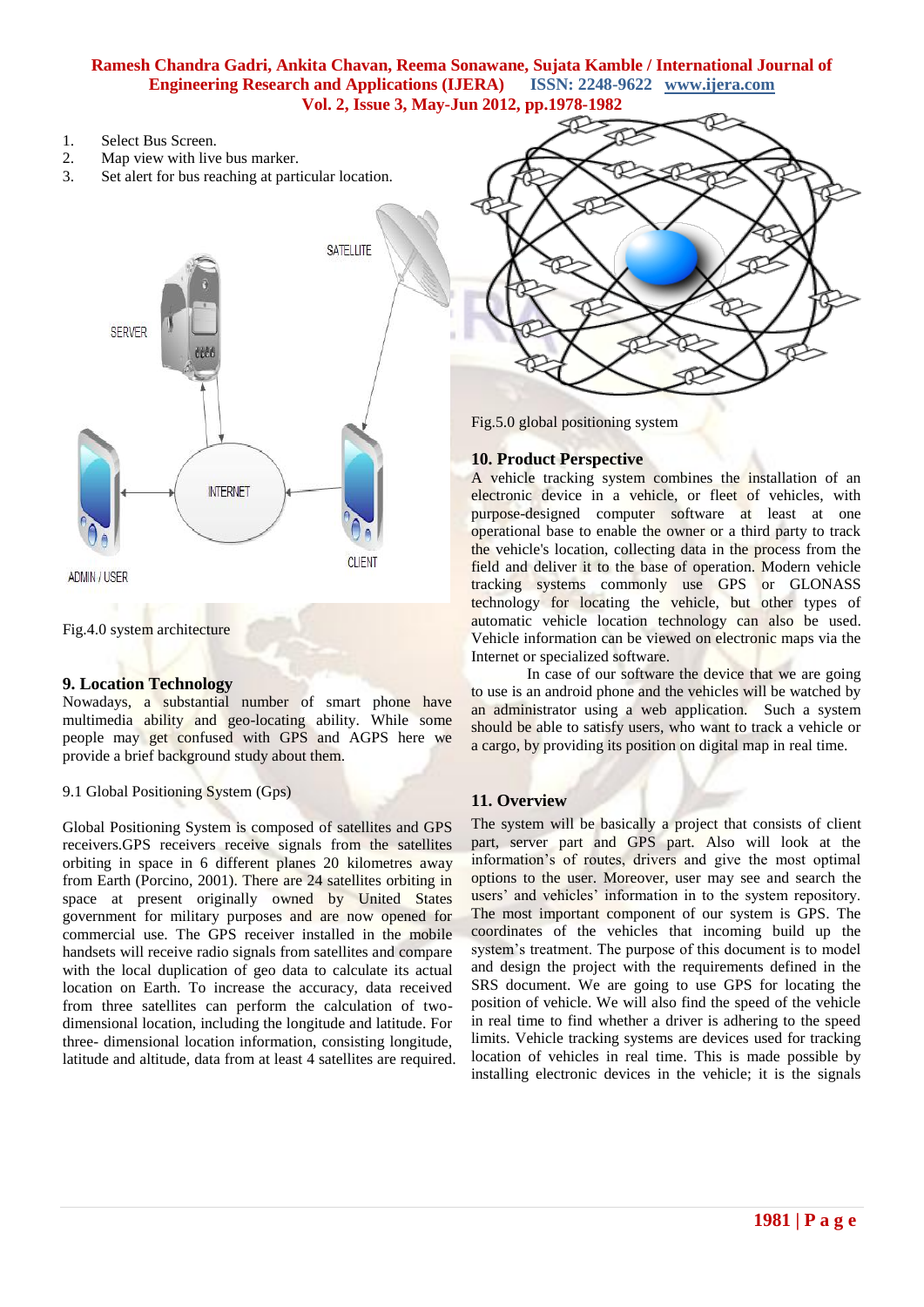1. Select Bus Screen.
2. Map view with live bus marker.
3. Set alert for bus reaching at particular location.

Fig.4.0 system architecture

## 9. Location Technology

Nowadays, a substantial number of smart phone have multimedia ability and geo-locating ability. While some people may get confused with GPS and AGPS here we provide a brief background study about them.

9.1 Global Positioning System (Gps)

Global Positioning System is composed of satellites and GPS receivers.GPS receivers receive signals from the satellites orbiting in space in 6 different planes 20 kilometres away from Earth (Porcino, 2001). There are 24 satellites orbiting in space at present originally owned by United States government for military purposes and are now opened for commercial use. The GPS receiver installed in the mobile handsets will receive radio signals from satellites and compare with the local duplication of geo data to calculate its actual location on Earth. To increase the accuracy, data received from three satellites can perform the calculation of two-dimensional location, including the longitude and latitude. For three- dimensional location information, consisting longitude, latitude and altitude, data from at least 4 satellites are required.

Fig.5.0 global positioning system

## 10. Product Perspective

A vehicle tracking system combines the installation of an electronic device in a vehicle, or fleet of vehicles, with purpose-designed computer software at least at one operational base to enable the owner or a third party to track the vehicle's location, collecting data in the process from the field and deliver it to the base of operation. Modern vehicle tracking systems commonly use GPS or GLONASS technology for locating the vehicle, but other types of automatic vehicle location technology can also be used. Vehicle information can be viewed on electronic maps via the Internet or specialized software.

In case of our software the device that we are going to use is an android phone and the vehicles will be watched by an administrator using a web application. Such a system should be able to satisfy users, who want to track a vehicle or a cargo, by providing its position on digital map in real time.

## 11. Overview

The system will be basically a project that consists of client part, server part and GPS part. Also will look at the information's of routes, drivers and give the most optimal options to the user. Moreover, user may see and search the users' and vehicles' information in to the system repository. The most important component of our system is GPS. The coordinates of the vehicles that incoming build up the system's treatment. The purpose of this document is to model and design the project with the requirements defined in the SRS document. We are going to use GPS for locating the position of vehicle. We will also find the speed of the vehicle in real time to find whether a driver is adhering to the speed limits. Vehicle tracking systems are devices used for tracking location of vehicles in real time. This is made possible by installing electronic devices in the vehicle; it is the signals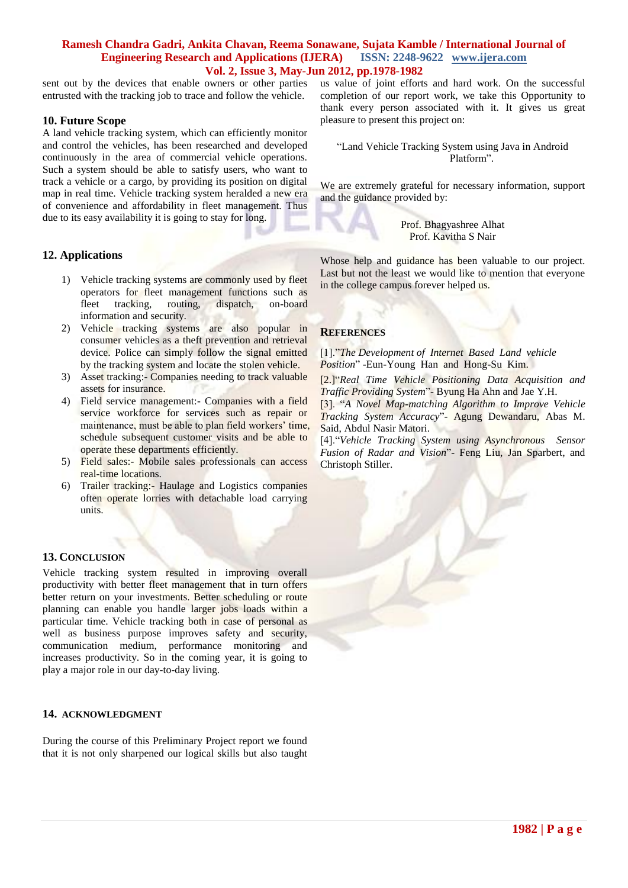sent out by the devices that enable owners or other parties entrusted with the tracking job to trace and follow the vehicle.

## 10. Future Scope

A land vehicle tracking system, which can efficiently monitor and control the vehicles, has been researched and developed continuously in the area of commercial vehicle operations. Such a system should be able to satisfy users, who want to track a vehicle or a cargo, by providing its position on digital map in real time. Vehicle tracking system heralded a new era of convenience and affordability in fleet management. Thus due to its easy availability it is going to stay for long.

## 12. Applications

1) Vehicle tracking systems are commonly used by fleet operators for fleet management functions such as fleet tracking, routing, dispatch, on-board information and security.
2) Vehicle tracking systems are also popular in consumer vehicles as a theft prevention and retrieval device. Police can simply follow the signal emitted by the tracking system and locate the stolen vehicle.
3) Asset tracking:- Companies needing to track valuable assets for insurance.
4) Field service management:- Companies with a field service workforce for services such as repair or maintenance, must be able to plan field workers' time, schedule subsequent customer visits and be able to operate these departments efficiently.
5) Field sales:- Mobile sales professionals can access real-time locations.
6) Trailer tracking:- Haulage and Logistics companies often operate lorries with detachable load carrying units.

## 13. Conclusion

Vehicle tracking system resulted in improving overall productivity with better fleet management that in turn offers better return on your investments. Better scheduling or route planning can enable you handle larger jobs loads within a particular time. Vehicle tracking both in case of personal as well as business purpose improves safety and security, communication medium, performance monitoring and increases productivity. So in the coming year, it is going to play a major role in our day-to-day living.

## 14. Acknowledgment

During the course of this Preliminary Project report we found that it is not only sharpened our logical skills but also taught us value of joint efforts and hard work. On the successful completion of our report work, we take this Opportunity to thank every person associated with it. It gives us great pleasure to present this project on:

"Land Vehicle Tracking System using Java in Android Platform".

We are extremely grateful for necessary information, support and the guidance provided by:

Prof. Bhagyashree Alhat
Prof. Kavitha S Nair

Whose help and guidance has been valuable to our project. Last but not the least we would like to mention that everyone in the college campus forever helped us.

## References

[1]."*The Development of Internet Based Land vehicle Position*" -Eun-Young Han and Hong-Su Kim.

[2.]"*Real Time Vehicle Positioning Data Acquisition and Traffic Providing System*"- Byung Ha Ahn and Jae Y.H.

[3]. "*A Novel Map-matching Algorithm to Improve Vehicle Tracking System Accuracy*"- Agung Dewandaru, Abas M. Said, Abdul Nasir Matori.

[4]."*Vehicle Tracking System using Asynchronous Sensor Fusion of Radar and Vision*"- Feng Liu, Jan Sparbert, and Christoph Stiller.